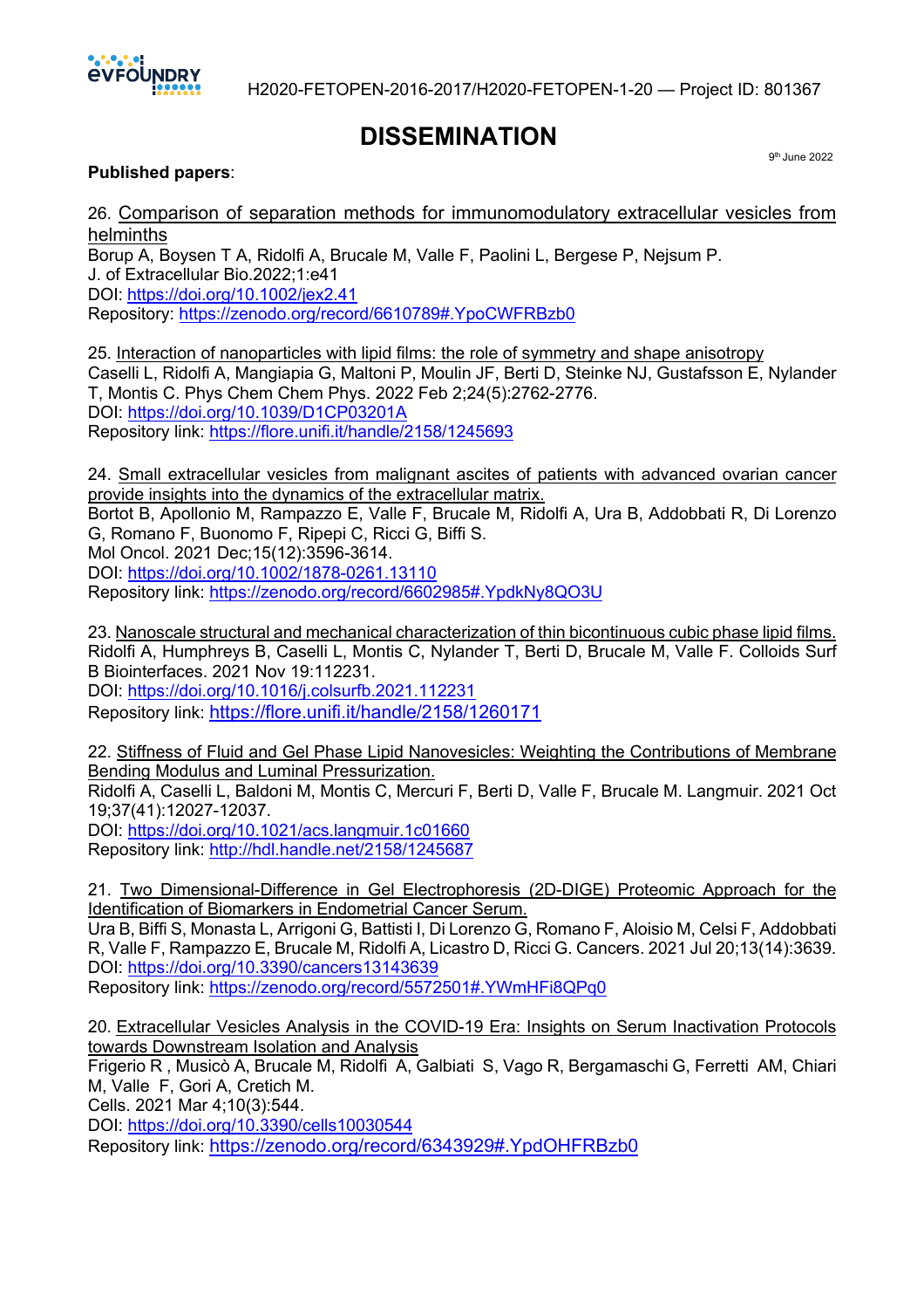H2020-FETOPEN-2016-2017/H2020-FETOPEN-1-20 — Project ID: 801367

# DISSEMINATION

9th June 2022

**Published papers**:

26. Comparison of separation methods for immunomodulatory extracellular vesicles from helminths
Borup A, Boysen T A, Ridolfi A, Brucale M, Valle F, Paolini L, Bergese P, Nejsum P.
J. of Extracellular Bio.2022;1:e41
DOI: https://doi.org/10.1002/jex2.41
Repository: https://zenodo.org/record/6610789#.YpoCWFRBzb0

25. Interaction of nanoparticles with lipid films: the role of symmetry and shape anisotropy
Caselli L, Ridolfi A, Mangiapia G, Maltoni P, Moulin JF, Berti D, Steinke NJ, Gustafsson E, Nylander T, Montis C. Phys Chem Chem Phys. 2022 Feb 2;24(5):2762-2776.
DOI: https://doi.org/10.1039/D1CP03201A
Repository link: https://flore.unifi.it/handle/2158/1245693

24. Small extracellular vesicles from malignant ascites of patients with advanced ovarian cancer provide insights into the dynamics of the extracellular matrix.
Bortot B, Apollonio M, Rampazzo E, Valle F, Brucale M, Ridolfi A, Ura B, Addobbati R, Di Lorenzo G, Romano F, Buonomo F, Ripepi C, Ricci G, Biffi S.
Mol Oncol. 2021 Dec;15(12):3596-3614.
DOI: https://doi.org/10.1002/1878-0261.13110
Repository link: https://zenodo.org/record/6602985#.YpdkNy8QO3U

23. Nanoscale structural and mechanical characterization of thin bicontinuous cubic phase lipid films.
Ridolfi A, Humphreys B, Caselli L, Montis C, Nylander T, Berti D, Brucale M, Valle F. Colloids Surf B Biointerfaces. 2021 Nov 19:112231.
DOI: https://doi.org/10.1016/j.colsurfb.2021.112231
Repository link: https://flore.unifi.it/handle/2158/1260171

22. Stiffness of Fluid and Gel Phase Lipid Nanovesicles: Weighting the Contributions of Membrane Bending Modulus and Luminal Pressurization.
Ridolfi A, Caselli L, Baldoni M, Montis C, Mercuri F, Berti D, Valle F, Brucale M. Langmuir. 2021 Oct 19;37(41):12027-12037.
DOI: https://doi.org/10.1021/acs.langmuir.1c01660
Repository link: http://hdl.handle.net/2158/1245687

21. Two Dimensional-Difference in Gel Electrophoresis (2D-DIGE) Proteomic Approach for the Identification of Biomarkers in Endometrial Cancer Serum.
Ura B, Biffi S, Monasta L, Arrigoni G, Battisti I, Di Lorenzo G, Romano F, Aloisio M, Celsi F, Addobbati R, Valle F, Rampazzo E, Brucale M, Ridolfi A, Licastro D, Ricci G. Cancers. 2021 Jul 20;13(14):3639.
DOI: https://doi.org/10.3390/cancers13143639
Repository link: https://zenodo.org/record/5572501#.YWmHFi8QPq0

20. Extracellular Vesicles Analysis in the COVID-19 Era: Insights on Serum Inactivation Protocols towards Downstream Isolation and Analysis
Frigerio R , Musicò A, Brucale M, Ridolfi A, Galbiati S, Vago R, Bergamaschi G, Ferretti AM, Chiari M, Valle F, Gori A, Cretich M.
Cells. 2021 Mar 4;10(3):544.
DOI: https://doi.org/10.3390/cells10030544
Repository link: https://zenodo.org/record/6343929#.YpdOHFRBzb0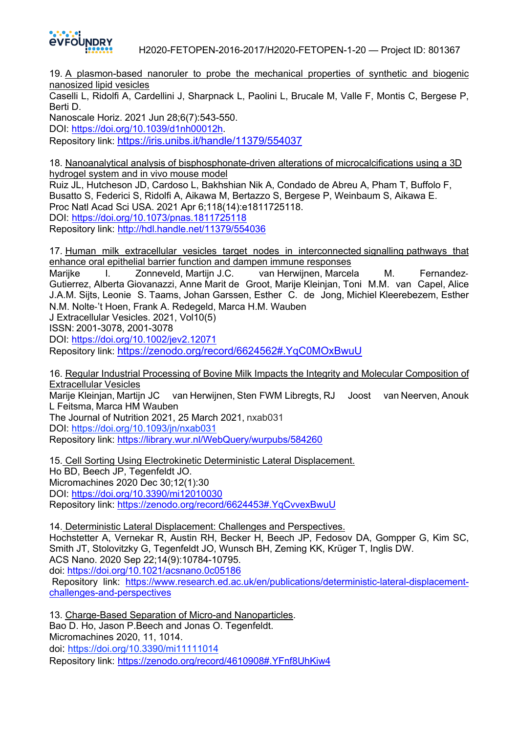19. A plasmon-based nanoruler to probe the mechanical properties of synthetic and biogenic nanosized lipid vesicles
Caselli L, Ridolfi A, Cardellini J, Sharpnack L, Paolini L, Brucale M, Valle F, Montis C, Bergese P, Berti D.
Nanoscale Horiz. 2021 Jun 28;6(7):543-550.
DOI: https://doi.org/10.1039/d1nh00012h.
Repository link: https://iris.unibs.it/handle/11379/554037

18. Nanoanalytical analysis of bisphosphonate-driven alterations of microcalcifications using a 3D hydrogel system and in vivo mouse model
Ruiz JL, Hutcheson JD, Cardoso L, Bakhshian Nik A, Condado de Abreu A, Pham T, Buffolo F, Busatto S, Federici S, Ridolfi A, Aikawa M, Bertazzo S, Bergese P, Weinbaum S, Aikawa E.
Proc Natl Acad Sci USA. 2021 Apr 6;118(14):e1811725118.
DOI: https://doi.org/10.1073/pnas.1811725118
Repository link: http://hdl.handle.net/11379/554036

17. Human milk extracellular vesicles target nodes in interconnected signalling pathways that enhance oral epithelial barrier function and dampen immune responses
Marijke I. Zonneveld, Martijn J.C. van Herwijnen, Marcela M. Fernandez-Gutierrez, Alberta Giovanazzi, Anne Marit de Groot, Marije Kleinjan, Toni M.M. van Capel, Alice J.A.M. Sijts, Leonie S. Taams, Johan Garssen, Esther C. de Jong, Michiel Kleerebezem, Esther N.M. Nolte-'t Hoen, Frank A. Redegeld, Marca H.M. Wauben
J Extracellular Vesicles. 2021, Vol10(5)
ISSN: 2001-3078, 2001-3078
DOI: https://doi.org/10.1002/jev2.12071
Repository link: https://zenodo.org/record/6624562#.YqC0MOxBwuU

16. Regular Industrial Processing of Bovine Milk Impacts the Integrity and Molecular Composition of Extracellular Vesicles
Marije Kleinjan, Martijn JC van Herwijnen, Sten FWM Libregts, RJ Joost van Neerven, Anouk L Feitsma, Marca HM Wauben
The Journal of Nutrition 2021, 25 March 2021, nxab031
DOI: https://doi.org/10.1093/jn/nxab031
Repository link: https://library.wur.nl/WebQuery/wurpubs/584260

15. Cell Sorting Using Electrokinetic Deterministic Lateral Displacement.
Ho BD, Beech JP, Tegenfeldt JO.
Micromachines 2020 Dec 30;12(1):30
DOI: https://doi.org/10.3390/mi12010030
Repository link: https://zenodo.org/record/6624453#.YqCvvexBwuU

14. Deterministic Lateral Displacement: Challenges and Perspectives.
Hochstetter A, Vernekar R, Austin RH, Becker H, Beech JP, Fedosov DA, Gompper G, Kim SC, Smith JT, Stolovitzky G, Tegenfeldt JO, Wunsch BH, Zeming KK, Krüger T, Inglis DW.
ACS Nano. 2020 Sep 22;14(9):10784-10795.
doi: https://doi.org/10.1021/acsnano.0c05186
Repository link: https://www.research.ed.ac.uk/en/publications/deterministic-lateral-displacement-challenges-and-perspectives

13. Charge-Based Separation of Micro-and Nanoparticles.
Bao D. Ho, Jason P.Beech and Jonas O. Tegenfeldt.
Micromachines 2020, 11, 1014.
doi: https://doi.org/10.3390/mi11111014
Repository link: https://zenodo.org/record/4610908#.YFnf8UhKiw4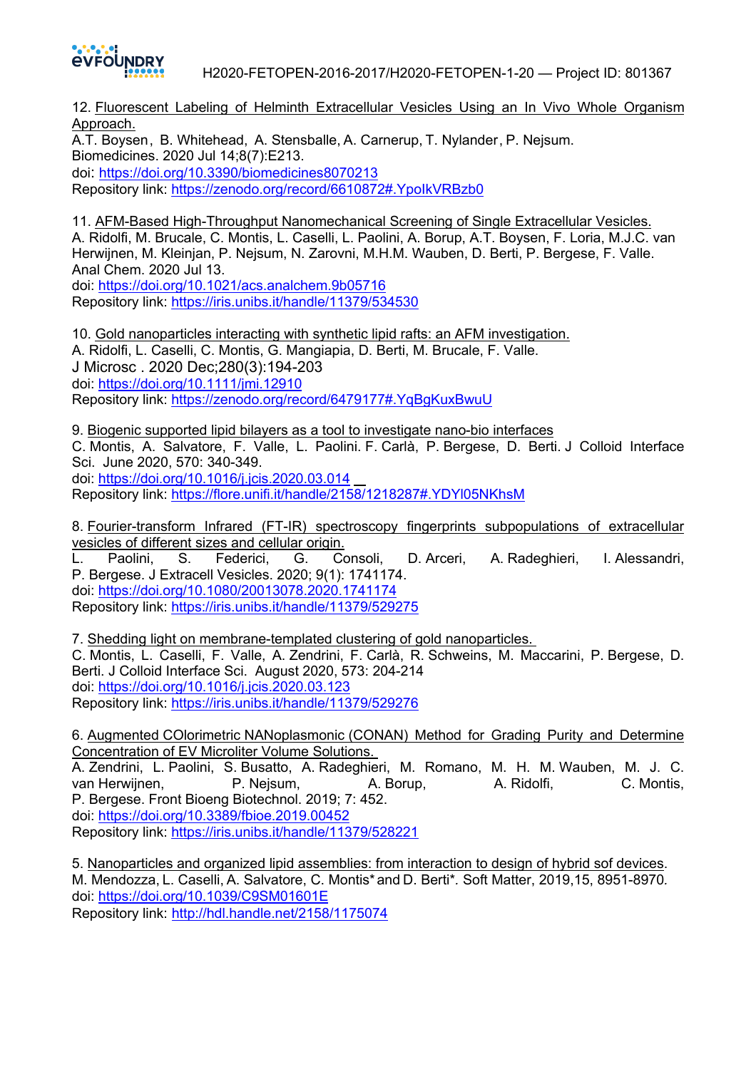12. Fluorescent Labeling of Helminth Extracellular Vesicles Using an In Vivo Whole Organism Approach.
A.T. Boysen, B. Whitehead, A. Stensballe, A. Carnerup, T. Nylander, P. Nejsum.
Biomedicines. 2020 Jul 14;8(7):E213.
doi: https://doi.org/10.3390/biomedicines8070213
Repository link: https://zenodo.org/record/6610872#.YpoIkVRBzb0

11. AFM-Based High-Throughput Nanomechanical Screening of Single Extracellular Vesicles.
A. Ridolfi, M. Brucale, C. Montis, L. Caselli, L. Paolini, A. Borup, A.T. Boysen, F. Loria, M.J.C. van Herwijnen, M. Kleinjan, P. Nejsum, N. Zarovni, M.H.M. Wauben, D. Berti, P. Bergese, F. Valle.
Anal Chem. 2020 Jul 13.
doi: https://doi.org/10.1021/acs.analchem.9b05716
Repository link: https://iris.unibs.it/handle/11379/534530

10. Gold nanoparticles interacting with synthetic lipid rafts: an AFM investigation.
A. Ridolfi, L. Caselli, C. Montis, G. Mangiapia, D. Berti, M. Brucale, F. Valle.
J Microsc . 2020 Dec;280(3):194-203
doi: https://doi.org/10.1111/jmi.12910
Repository link: https://zenodo.org/record/6479177#.YqBgKuxBwuU

9. Biogenic supported lipid bilayers as a tool to investigate nano-bio interfaces
C. Montis, A. Salvatore, F. Valle, L. Paolini. F. Carlà, P. Bergese, D. Berti. J Colloid Interface Sci. June 2020, 570: 340-349.
doi: https://doi.org/10.1016/j.jcis.2020.03.014
Repository link: https://flore.unifi.it/handle/2158/1218287#.YDYl05NKhsM

8. Fourier-transform Infrared (FT-IR) spectroscopy fingerprints subpopulations of extracellular vesicles of different sizes and cellular origin.
L. Paolini, S. Federici, G. Consoli, D. Arceri, A. Radeghieri, I. Alessandri, P. Bergese. J Extracell Vesicles. 2020; 9(1): 1741174.
doi: https://doi.org/10.1080/20013078.2020.1741174
Repository link: https://iris.unibs.it/handle/11379/529275

7. Shedding light on membrane-templated clustering of gold nanoparticles.
C. Montis, L. Caselli, F. Valle, A. Zendrini, F. Carlà, R. Schweins, M. Maccarini, P. Bergese, D. Berti. J Colloid Interface Sci. August 2020, 573: 204-214
doi: https://doi.org/10.1016/j.jcis.2020.03.123
Repository link: https://iris.unibs.it/handle/11379/529276

6. Augmented COlorimetric NANoplasmonic (CONAN) Method for Grading Purity and Determine Concentration of EV Microliter Volume Solutions.
A. Zendrini, L. Paolini, S. Busatto, A. Radeghieri, M. Romano, M. H. M. Wauben, M. J. C. van Herwijnen, P. Nejsum, A. Borup, A. Ridolfi, C. Montis, P. Bergese. Front Bioeng Biotechnol. 2019; 7: 452.
doi: https://doi.org/10.3389/fbioe.2019.00452
Repository link: https://iris.unibs.it/handle/11379/528221

5. Nanoparticles and organized lipid assemblies: from interaction to design of hybrid sof devices.
M. Mendozza, L. Caselli, A. Salvatore, C. Montis* and D. Berti*. Soft Matter, 2019,15, 8951-8970.
doi: https://doi.org/10.1039/C9SM01601E
Repository link: http://hdl.handle.net/2158/1175074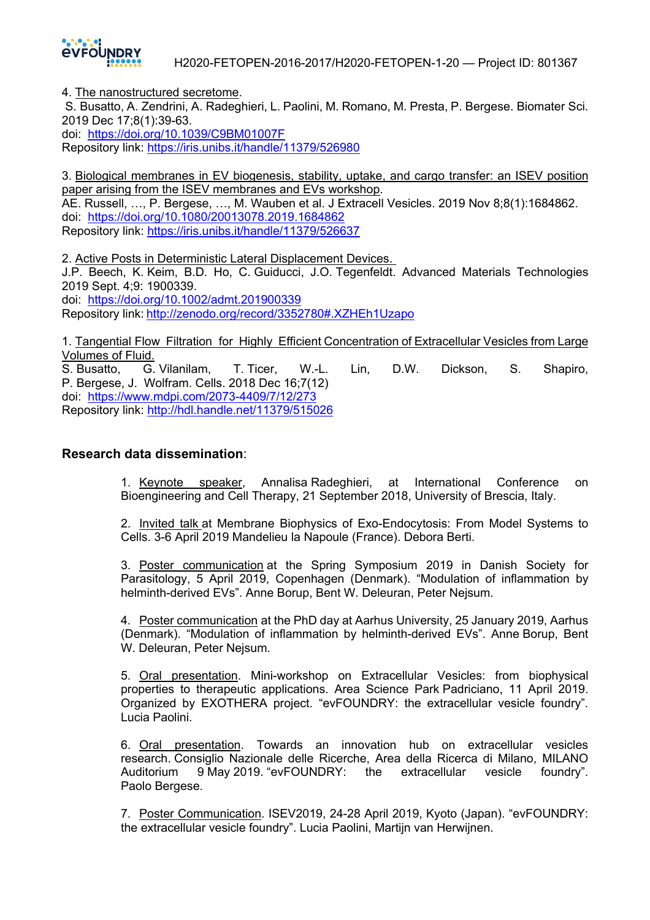4. The nanostructured secretome.
S. Busatto, A. Zendrini, A. Radeghieri, L. Paolini, M. Romano, M. Presta, P. Bergese. Biomater Sci. 2019 Dec 17;8(1):39-63.
doi: https://doi.org/10.1039/C9BM01007F
Repository link: https://iris.unibs.it/handle/11379/526980

3. Biological membranes in EV biogenesis, stability, uptake, and cargo transfer: an ISEV position paper arising from the ISEV membranes and EVs workshop.
AE. Russell, …, P. Bergese, …, M. Wauben et al. J Extracell Vesicles. 2019 Nov 8;8(1):1684862.
doi: https://doi.org/10.1080/20013078.2019.1684862
Repository link: https://iris.unibs.it/handle/11379/526637

2. Active Posts in Deterministic Lateral Displacement Devices.
J.P. Beech, K. Keim, B.D. Ho, C. Guiducci, J.O. Tegenfeldt. Advanced Materials Technologies 2019 Sept. 4;9: 1900339.
doi: https://doi.org/10.1002/admt.201900339
Repository link: http://zenodo.org/record/3352780#.XZHEh1Uzapo

1. Tangential Flow Filtration for Highly Efficient Concentration of Extracellular Vesicles from Large Volumes of Fluid.
S. Busatto, G. Vilanilam, T. Ticer, W.-L. Lin, D.W. Dickson, S. Shapiro, P. Bergese, J. Wolfram. Cells. 2018 Dec 16;7(12)
doi: https://www.mdpi.com/2073-4409/7/12/273
Repository link: http://hdl.handle.net/11379/515026

## Research data dissemination:

1. Keynote speaker, Annalisa Radeghieri, at International Conference on Bioengineering and Cell Therapy, 21 September 2018, University of Brescia, Italy.

2. Invited talk at Membrane Biophysics of Exo-Endocytosis: From Model Systems to Cells. 3-6 April 2019 Mandelieu la Napoule (France). Debora Berti.

3. Poster communication at the Spring Symposium 2019 in Danish Society for Parasitology, 5 April 2019, Copenhagen (Denmark). "Modulation of inflammation by helminth-derived EVs". Anne Borup, Bent W. Deleuran, Peter Nejsum.

4. Poster communication at the PhD day at Aarhus University, 25 January 2019, Aarhus (Denmark). "Modulation of inflammation by helminth-derived EVs". Anne Borup, Bent W. Deleuran, Peter Nejsum.

5. Oral presentation. Mini-workshop on Extracellular Vesicles: from biophysical properties to therapeutic applications. Area Science Park Padriciano, 11 April 2019. Organized by EXOTHERA project. "evFOUNDRY: the extracellular vesicle foundry". Lucia Paolini.

6. Oral presentation. Towards an innovation hub on extracellular vesicles research. Consiglio Nazionale delle Ricerche, Area della Ricerca di Milano, MILANO Auditorium 9 May 2019. "evFOUNDRY: the extracellular vesicle foundry". Paolo Bergese.

7. Poster Communication. ISEV2019, 24-28 April 2019, Kyoto (Japan). "evFOUNDRY: the extracellular vesicle foundry". Lucia Paolini, Martijn van Herwijnen.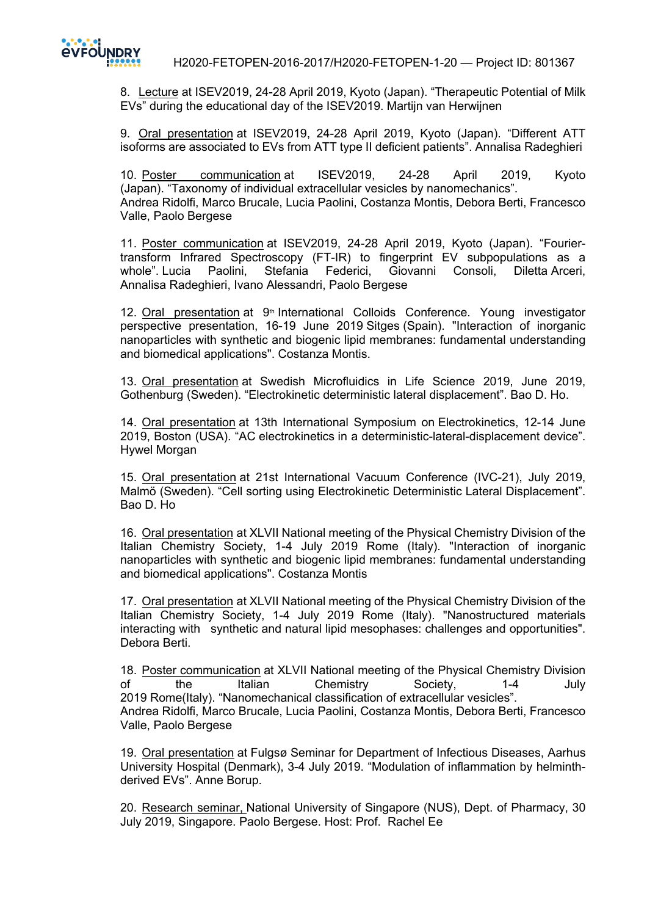8. Lecture at ISEV2019, 24-28 April 2019, Kyoto (Japan). “Therapeutic Potential of Milk EVs” during the educational day of the ISEV2019. Martijn van Herwijnen

9. Oral presentation at ISEV2019, 24-28 April 2019, Kyoto (Japan). “Different ATT isoforms are associated to EVs from ATT type II deficient patients”. Annalisa Radeghieri

10. Poster communication at ISEV2019, 24-28 April 2019, Kyoto (Japan). “Taxonomy of individual extracellular vesicles by nanomechanics”. Andrea Ridolfi, Marco Brucale, Lucia Paolini, Costanza Montis, Debora Berti, Francesco Valle, Paolo Bergese

11. Poster communication at ISEV2019, 24-28 April 2019, Kyoto (Japan). “Fourier-transform Infrared Spectroscopy (FT-IR) to fingerprint EV subpopulations as a whole”. Lucia Paolini, Stefania Federici, Giovanni Consoli, Diletta Arceri, Annalisa Radeghieri, Ivano Alessandri, Paolo Bergese

12. Oral presentation at 9th International Colloids Conference. Young investigator perspective presentation, 16-19 June 2019 Sitges (Spain). "Interaction of inorganic nanoparticles with synthetic and biogenic lipid membranes: fundamental understanding and biomedical applications". Costanza Montis.

13. Oral presentation at Swedish Microfluidics in Life Science 2019, June 2019, Gothenburg (Sweden). “Electrokinetic deterministic lateral displacement”. Bao D. Ho.

14. Oral presentation at 13th International Symposium on Electrokinetics, 12-14 June 2019, Boston (USA). “AC electrokinetics in a deterministic-lateral-displacement device”. Hywel Morgan

15. Oral presentation at 21st International Vacuum Conference (IVC-21), July 2019, Malmö (Sweden). “Cell sorting using Electrokinetic Deterministic Lateral Displacement”. Bao D. Ho

16. Oral presentation at XLVII National meeting of the Physical Chemistry Division of the Italian Chemistry Society, 1-4 July 2019 Rome (Italy). "Interaction of inorganic nanoparticles with synthetic and biogenic lipid membranes: fundamental understanding and biomedical applications". Costanza Montis

17. Oral presentation at XLVII National meeting of the Physical Chemistry Division of the Italian Chemistry Society, 1-4 July 2019 Rome (Italy). "Nanostructured materials interacting with synthetic and natural lipid mesophases: challenges and opportunities". Debora Berti.

18. Poster communication at XLVII National meeting of the Physical Chemistry Division of the Italian Chemistry Society, 1-4 July 2019 Rome(Italy). “Nanomechanical classification of extracellular vesicles”. Andrea Ridolfi, Marco Brucale, Lucia Paolini, Costanza Montis, Debora Berti, Francesco Valle, Paolo Bergese

19. Oral presentation at Fulgsø Seminar for Department of Infectious Diseases, Aarhus University Hospital (Denmark), 3-4 July 2019. “Modulation of inflammation by helminth-derived EVs”. Anne Borup.

20. Research seminar, National University of Singapore (NUS), Dept. of Pharmacy, 30 July 2019, Singapore. Paolo Bergese. Host: Prof. Rachel Ee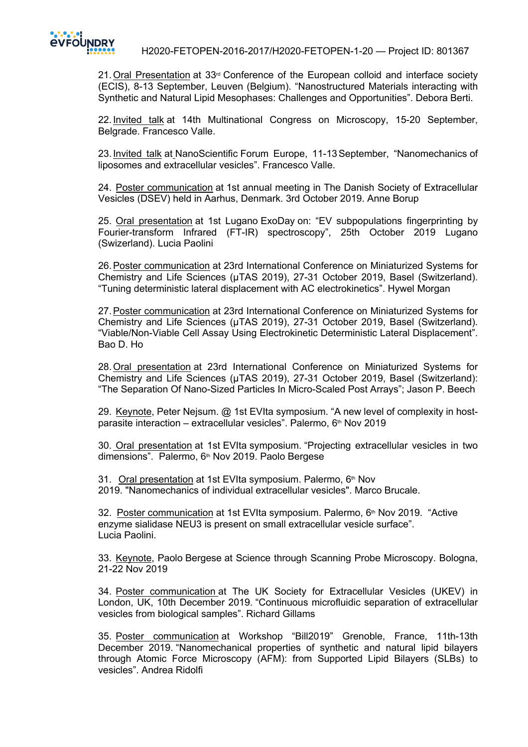21. Oral Presentation at 33rd Conference of the European colloid and interface society (ECIS), 8-13 September, Leuven (Belgium). "Nanostructured Materials interacting with Synthetic and Natural Lipid Mesophases: Challenges and Opportunities". Debora Berti.

22. Invited talk at 14th Multinational Congress on Microscopy, 15-20 September, Belgrade. Francesco Valle.

23. Invited talk at NanoScientific Forum Europe, 11-13 September, "Nanomechanics of liposomes and extracellular vesicles". Francesco Valle.

24. Poster communication at 1st annual meeting in The Danish Society of Extracellular Vesicles (DSEV) held in Aarhus, Denmark. 3rd October 2019. Anne Borup

25. Oral presentation at 1st Lugano ExoDay on: "EV subpopulations fingerprinting by Fourier-transform Infrared (FT-IR) spectroscopy", 25th October 2019 Lugano (Swizerland). Lucia Paolini

26. Poster communication at 23rd International Conference on Miniaturized Systems for Chemistry and Life Sciences (µTAS 2019), 27-31 October 2019, Basel (Switzerland). "Tuning deterministic lateral displacement with AC electrokinetics". Hywel Morgan

27. Poster communication at 23rd International Conference on Miniaturized Systems for Chemistry and Life Sciences (µTAS 2019), 27-31 October 2019, Basel (Switzerland). "Viable/Non-Viable Cell Assay Using Electrokinetic Deterministic Lateral Displacement". Bao D. Ho

28. Oral presentation at 23rd International Conference on Miniaturized Systems for Chemistry and Life Sciences (µTAS 2019), 27-31 October 2019, Basel (Switzerland): "The Separation Of Nano-Sized Particles In Micro-Scaled Post Arrays"; Jason P. Beech

29. Keynote, Peter Nejsum. @ 1st EVIta symposium. "A new level of complexity in host-parasite interaction – extracellular vesicles". Palermo, 6th Nov 2019

30. Oral presentation at 1st EVIta symposium. "Projecting extracellular vesicles in two dimensions". Palermo, 6th Nov 2019. Paolo Bergese

31. Oral presentation at 1st EVIta symposium. Palermo, 6th Nov 2019. "Nanomechanics of individual extracellular vesicles". Marco Brucale.

32. Poster communication at 1st EVIta symposium. Palermo, 6th Nov 2019. "Active enzyme sialidase NEU3 is present on small extracellular vesicle surface". Lucia Paolini.

33. Keynote, Paolo Bergese at Science through Scanning Probe Microscopy. Bologna, 21-22 Nov 2019

34. Poster communication at The UK Society for Extracellular Vesicles (UKEV) in London, UK, 10th December 2019. "Continuous microfluidic separation of extracellular vesicles from biological samples". Richard Gillams

35. Poster communication at Workshop "Bill2019" Grenoble, France, 11th-13th December 2019. "Nanomechanical properties of synthetic and natural lipid bilayers through Atomic Force Microscopy (AFM): from Supported Lipid Bilayers (SLBs) to vesicles". Andrea Ridolfi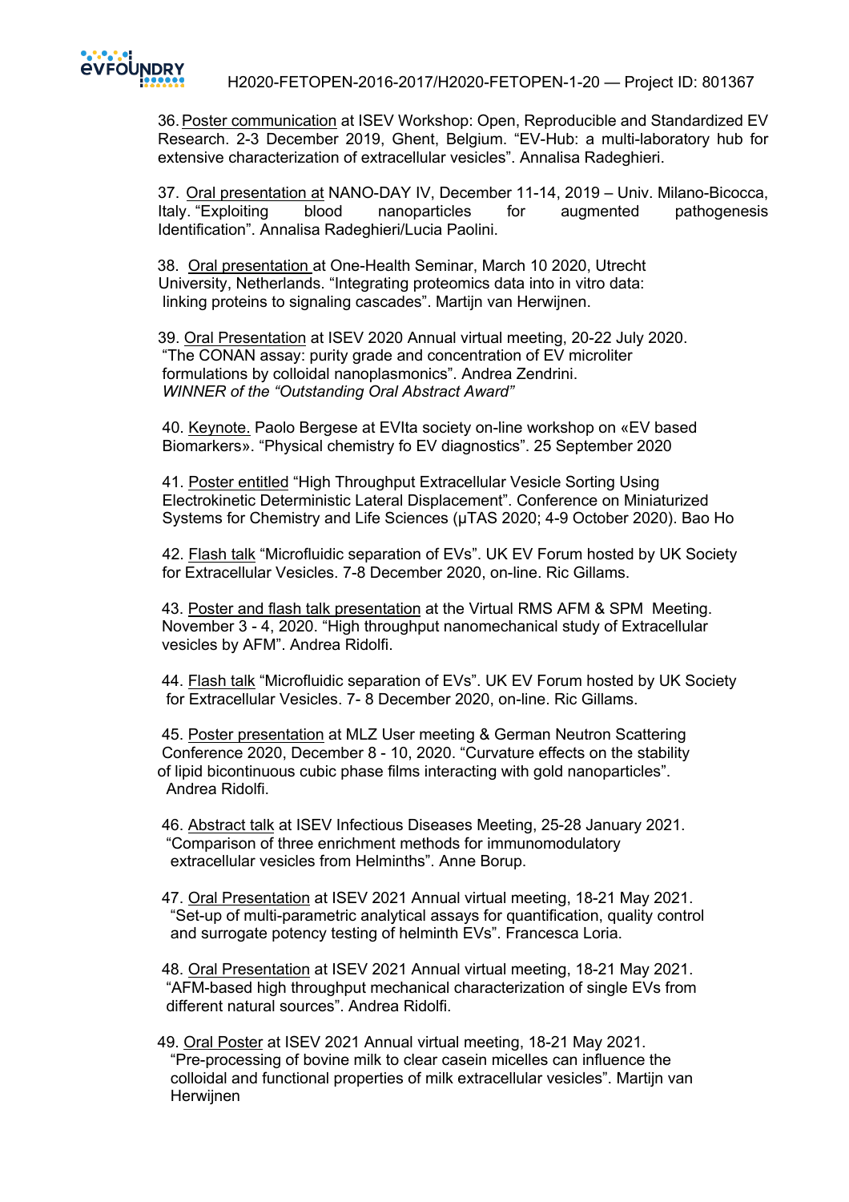36. <u>Poster communication</u> at ISEV Workshop: Open, Reproducible and Standardized EV Research. 2-3 December 2019, Ghent, Belgium. "EV-Hub: a multi-laboratory hub for extensive characterization of extracellular vesicles". Annalisa Radeghieri.

37. <u>Oral presentation at</u> NANO-DAY IV, December 11-14, 2019 – Univ. Milano-Bicocca, Italy. "Exploiting blood nanoparticles for augmented pathogenesis Identification". Annalisa Radeghieri/Lucia Paolini.

38. <u>Oral presentation</u> at One-Health Seminar, March 10 2020, Utrecht University, Netherlands. "Integrating proteomics data into in vitro data: linking proteins to signaling cascades". Martijn van Herwijnen.

39. <u>Oral Presentation</u> at ISEV 2020 Annual virtual meeting, 20-22 July 2020. "The CONAN assay: purity grade and concentration of EV microliter formulations by colloidal nanoplasmonics". Andrea Zendrini. *WINNER of the "Outstanding Oral Abstract Award"*

40. <u>Keynote.</u> Paolo Bergese at EVIta society on-line workshop on «EV based Biomarkers». "Physical chemistry fo EV diagnostics". 25 September 2020

41. <u>Poster entitled</u> "High Throughput Extracellular Vesicle Sorting Using Electrokinetic Deterministic Lateral Displacement". Conference on Miniaturized Systems for Chemistry and Life Sciences (µTAS 2020; 4-9 October 2020). Bao Ho

42. <u>Flash talk</u> "Microfluidic separation of EVs". UK EV Forum hosted by UK Society for Extracellular Vesicles. 7-8 December 2020, on-line. Ric Gillams.

43. <u>Poster and flash talk presentation</u> at the Virtual RMS AFM & SPM Meeting. November 3 - 4, 2020. "High throughput nanomechanical study of Extracellular vesicles by AFM". Andrea Ridolfi.

44. <u>Flash talk</u> "Microfluidic separation of EVs". UK EV Forum hosted by UK Society for Extracellular Vesicles. 7- 8 December 2020, on-line. Ric Gillams.

45. <u>Poster presentation</u> at MLZ User meeting & German Neutron Scattering Conference 2020, December 8 - 10, 2020. "Curvature effects on the stability of lipid bicontinuous cubic phase films interacting with gold nanoparticles". Andrea Ridolfi.

46. <u>Abstract talk</u> at ISEV Infectious Diseases Meeting, 25-28 January 2021. "Comparison of three enrichment methods for immunomodulatory extracellular vesicles from Helminths". Anne Borup.

47. <u>Oral Presentation</u> at ISEV 2021 Annual virtual meeting, 18-21 May 2021. "Set-up of multi-parametric analytical assays for quantification, quality control and surrogate potency testing of helminth EVs". Francesca Loria.

48. <u>Oral Presentation</u> at ISEV 2021 Annual virtual meeting, 18-21 May 2021. "AFM-based high throughput mechanical characterization of single EVs from different natural sources". Andrea Ridolfi.

49. <u>Oral Poster</u> at ISEV 2021 Annual virtual meeting, 18-21 May 2021. "Pre-processing of bovine milk to clear casein micelles can influence the colloidal and functional properties of milk extracellular vesicles". Martijn van Herwijnen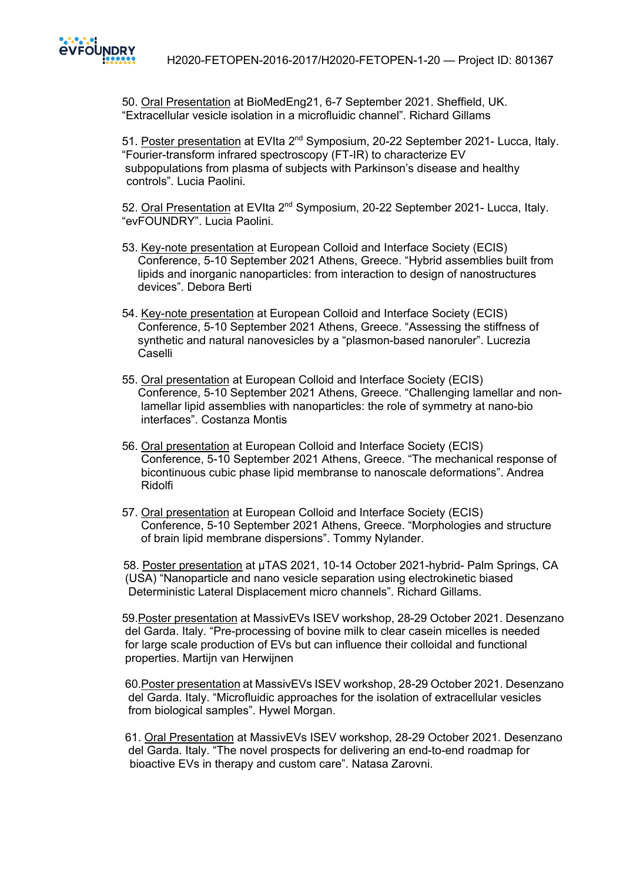50. <u>Oral Presentation</u> at BioMedEng21, 6-7 September 2021. Sheffield, UK. "Extracellular vesicle isolation in a microfluidic channel". Richard Gillams

51. <u>Poster presentation</u> at EVIta 2nd Symposium, 20-22 September 2021- Lucca, Italy. "Fourier-transform infrared spectroscopy (FT-IR) to characterize EV subpopulations from plasma of subjects with Parkinson's disease and healthy controls". Lucia Paolini.

52. <u>Oral Presentation</u> at EVIta 2nd Symposium, 20-22 September 2021- Lucca, Italy. "evFOUNDRY". Lucia Paolini.

53. <u>Key-note presentation</u> at European Colloid and Interface Society (ECIS) Conference, 5-10 September 2021 Athens, Greece. "Hybrid assemblies built from lipids and inorganic nanoparticles: from interaction to design of nanostructures devices". Debora Berti

54. <u>Key-note presentation</u> at European Colloid and Interface Society (ECIS) Conference, 5-10 September 2021 Athens, Greece. "Assessing the stiffness of synthetic and natural nanovesicles by a "plasmon-based nanoruler". Lucrezia Caselli

55. <u>Oral presentation</u> at European Colloid and Interface Society (ECIS) Conference, 5-10 September 2021 Athens, Greece. "Challenging lamellar and non-lamellar lipid assemblies with nanoparticles: the role of symmetry at nano-bio interfaces". Costanza Montis

56. <u>Oral presentation</u> at European Colloid and Interface Society (ECIS) Conference, 5-10 September 2021 Athens, Greece. "The mechanical response of bicontinuous cubic phase lipid membranse to nanoscale deformations". Andrea Ridolfi

57. <u>Oral presentation</u> at European Colloid and Interface Society (ECIS) Conference, 5-10 September 2021 Athens, Greece. "Morphologies and structure of brain lipid membrane dispersions". Tommy Nylander.

58. <u>Poster presentation</u> at µTAS 2021, 10-14 October 2021-hybrid- Palm Springs, CA (USA) "Nanoparticle and nano vesicle separation using electrokinetic biased Deterministic Lateral Displacement micro channels". Richard Gillams.

59. <u>Poster presentation</u> at MassivEVs ISEV workshop, 28-29 October 2021. Desenzano del Garda. Italy. "Pre-processing of bovine milk to clear casein micelles is needed for large scale production of EVs but can influence their colloidal and functional properties. Martijn van Herwijnen

60. <u>Poster presentation</u> at MassivEVs ISEV workshop, 28-29 October 2021. Desenzano del Garda. Italy. "Microfluidic approaches for the isolation of extracellular vesicles from biological samples". Hywel Morgan.

61. <u>Oral Presentation</u> at MassivEVs ISEV workshop, 28-29 October 2021. Desenzano del Garda. Italy. "The novel prospects for delivering an end-to-end roadmap for bioactive EVs in therapy and custom care". Natasa Zarovni.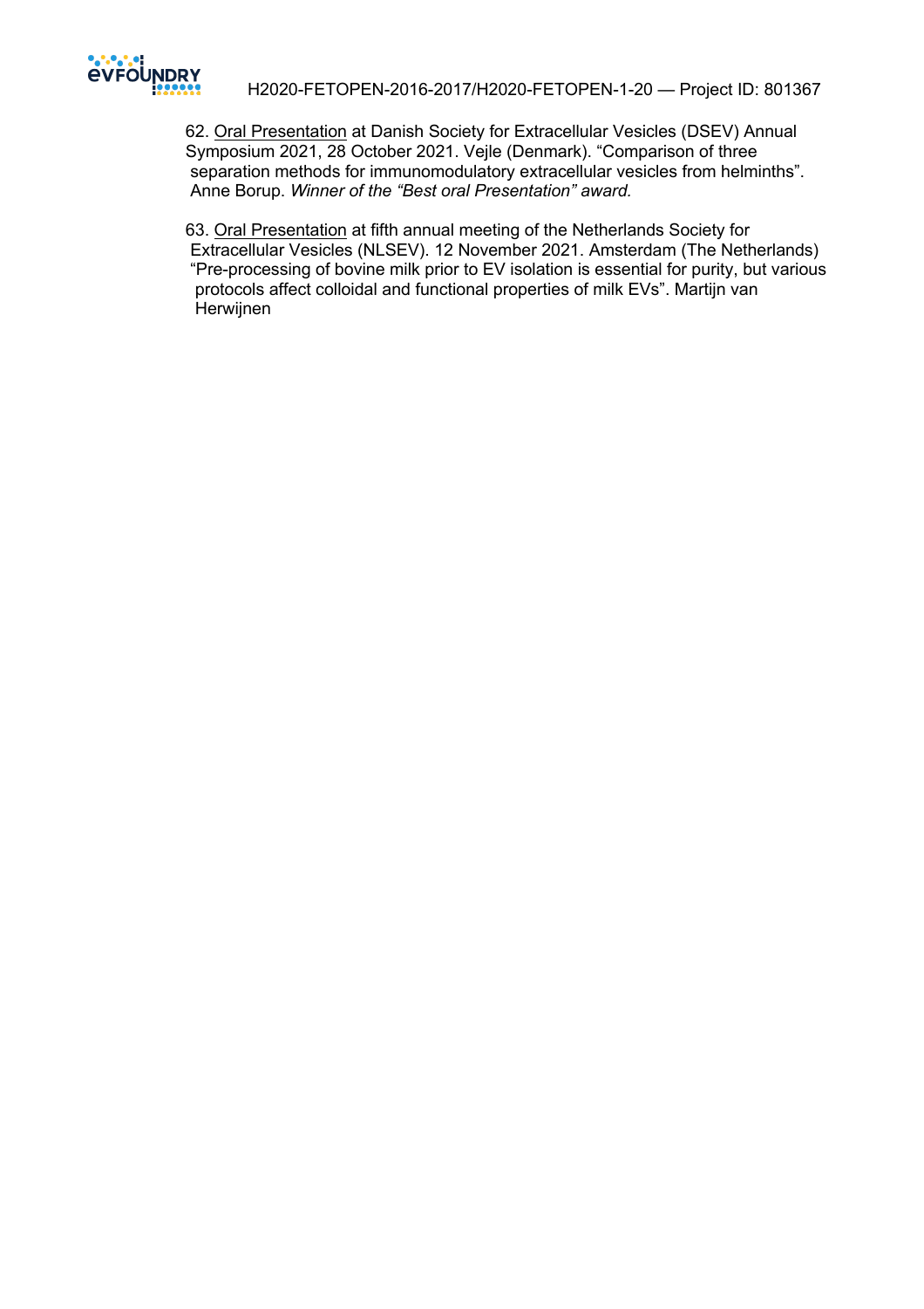62. Oral Presentation at Danish Society for Extracellular Vesicles (DSEV) Annual Symposium 2021, 28 October 2021. Vejle (Denmark). "Comparison of three separation methods for immunomodulatory extracellular vesicles from helminths". Anne Borup. *Winner of the "Best oral Presentation" award.*

63. Oral Presentation at fifth annual meeting of the Netherlands Society for Extracellular Vesicles (NLSEV). 12 November 2021. Amsterdam (The Netherlands) "Pre-processing of bovine milk prior to EV isolation is essential for purity, but various protocols affect colloidal and functional properties of milk EVs". Martijn van Herwijnen